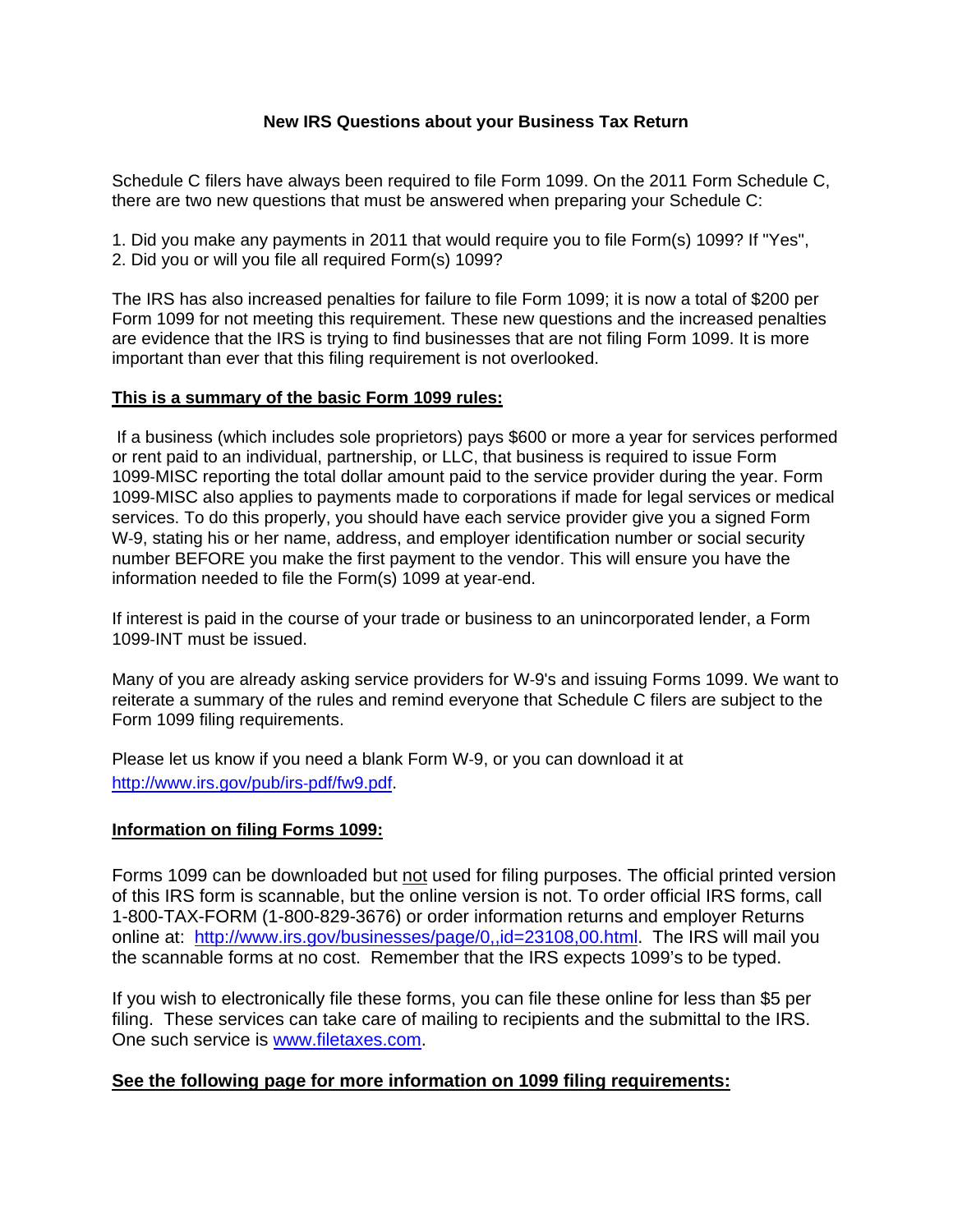# New IRS Questions about your Business Tax Return

Schedule C filers have always been required to file Form 1099. On the 2011 Form Schedule C, there are two new questions that must be answered when preparing your Schedule C:

1. Did you make any payments in 2011 that would require you to file Form(s) 1099? If "Yes",
2. Did you or will you file all required Form(s) 1099?

The IRS has also increased penalties for failure to file Form 1099; it is now a total of $200 per Form 1099 for not meeting this requirement. These new questions and the increased penalties are evidence that the IRS is trying to find businesses that are not filing Form 1099. It is more important than ever that this filing requirement is not overlooked.

## This is a summary of the basic Form 1099 rules:

If a business (which includes sole proprietors) pays $600 or more a year for services performed or rent paid to an individual, partnership, or LLC, that business is required to issue Form 1099-MISC reporting the total dollar amount paid to the service provider during the year. Form 1099-MISC also applies to payments made to corporations if made for legal services or medical services. To do this properly, you should have each service provider give you a signed Form W-9, stating his or her name, address, and employer identification number or social security number BEFORE you make the first payment to the vendor. This will ensure you have the information needed to file the Form(s) 1099 at year-end.

If interest is paid in the course of your trade or business to an unincorporated lender, a Form 1099-INT must be issued.

Many of you are already asking service providers for W-9's and issuing Forms 1099. We want to reiterate a summary of the rules and remind everyone that Schedule C filers are subject to the Form 1099 filing requirements.

Please let us know if you need a blank Form W-9, or you can download it at [http://www.irs.gov/pub/irs-pdf/fw9.pdf](http://www.irs.gov/pub/irs-pdf/fw9.pdf).

## Information on filing Forms 1099:

Forms 1099 can be downloaded but not used for filing purposes. The official printed version of this IRS form is scannable, but the online version is not. To order official IRS forms, call 1-800-TAX-FORM (1-800-829-3676) or order information returns and employer Returns online at: [http://www.irs.gov/businesses/page/0,,id=23108,00.html](http://www.irs.gov/businesses/page/0,,id=23108,00.html). The IRS will mail you the scannable forms at no cost. Remember that the IRS expects 1099's to be typed.

If you wish to electronically file these forms, you can file these online for less than $5 per filing. These services can take care of mailing to recipients and the submittal to the IRS. One such service is [www.filetaxes.com](http://www.filetaxes.com).

## See the following page for more information on 1099 filing requirements: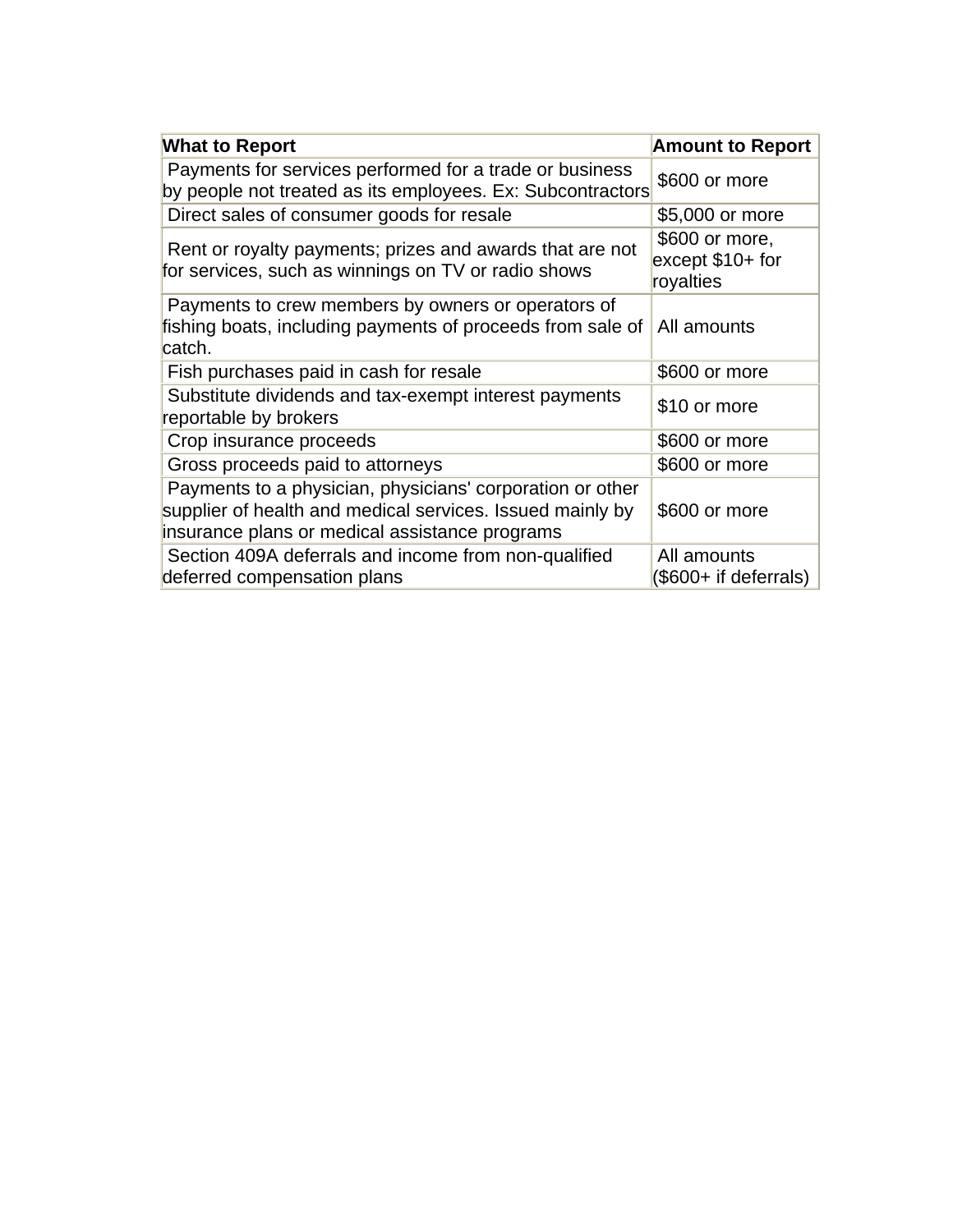| What to Report | Amount to Report |
|---|---|
| Payments for services performed for a trade or business by people not treated as its employees. Ex: Subcontractors | $600 or more |
| Direct sales of consumer goods for resale | $5,000 or more |
| Rent or royalty payments; prizes and awards that are not for services, such as winnings on TV or radio shows | $600 or more, except $10+ for royalties |
| Payments to crew members by owners or operators of fishing boats, including payments of proceeds from sale of catch. | All amounts |
| Fish purchases paid in cash for resale | $600 or more |
| Substitute dividends and tax-exempt interest payments reportable by brokers | $10 or more |
| Crop insurance proceeds | $600 or more |
| Gross proceeds paid to attorneys | $600 or more |
| Payments to a physician, physicians' corporation or other supplier of health and medical services. Issued mainly by insurance plans or medical assistance programs | $600 or more |
| Section 409A deferrals and income from non-qualified deferred compensation plans | All amounts ($600+ if deferrals) |